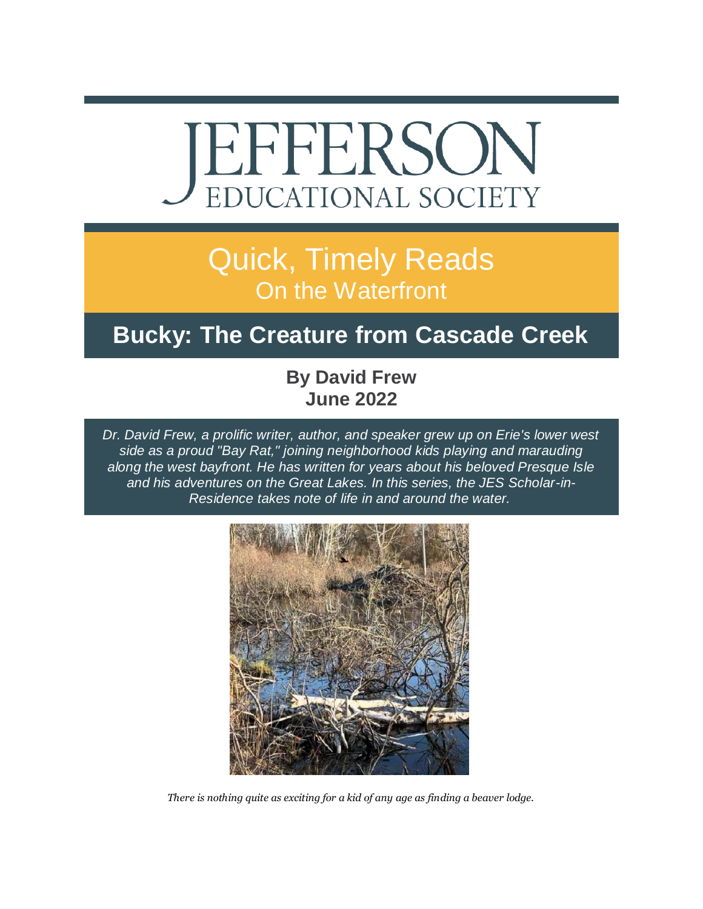# JEFFERSON EDUCATIONAL SOCIETY

## Quick, Timely Reads
### On the Waterfront

# Bucky: The Creature from Cascade Creek

**By David Frew**
**June 2022**

*Dr. David Frew, a prolific writer, author, and speaker grew up on Erie's lower west side as a proud "Bay Rat," joining neighborhood kids playing and marauding along the west bayfront. He has written for years about his beloved Presque Isle and his adventures on the Great Lakes. In this series, the JES Scholar-in-Residence takes note of life in and around the water.*

*There is nothing quite as exciting for a kid of any age as finding a beaver lodge.*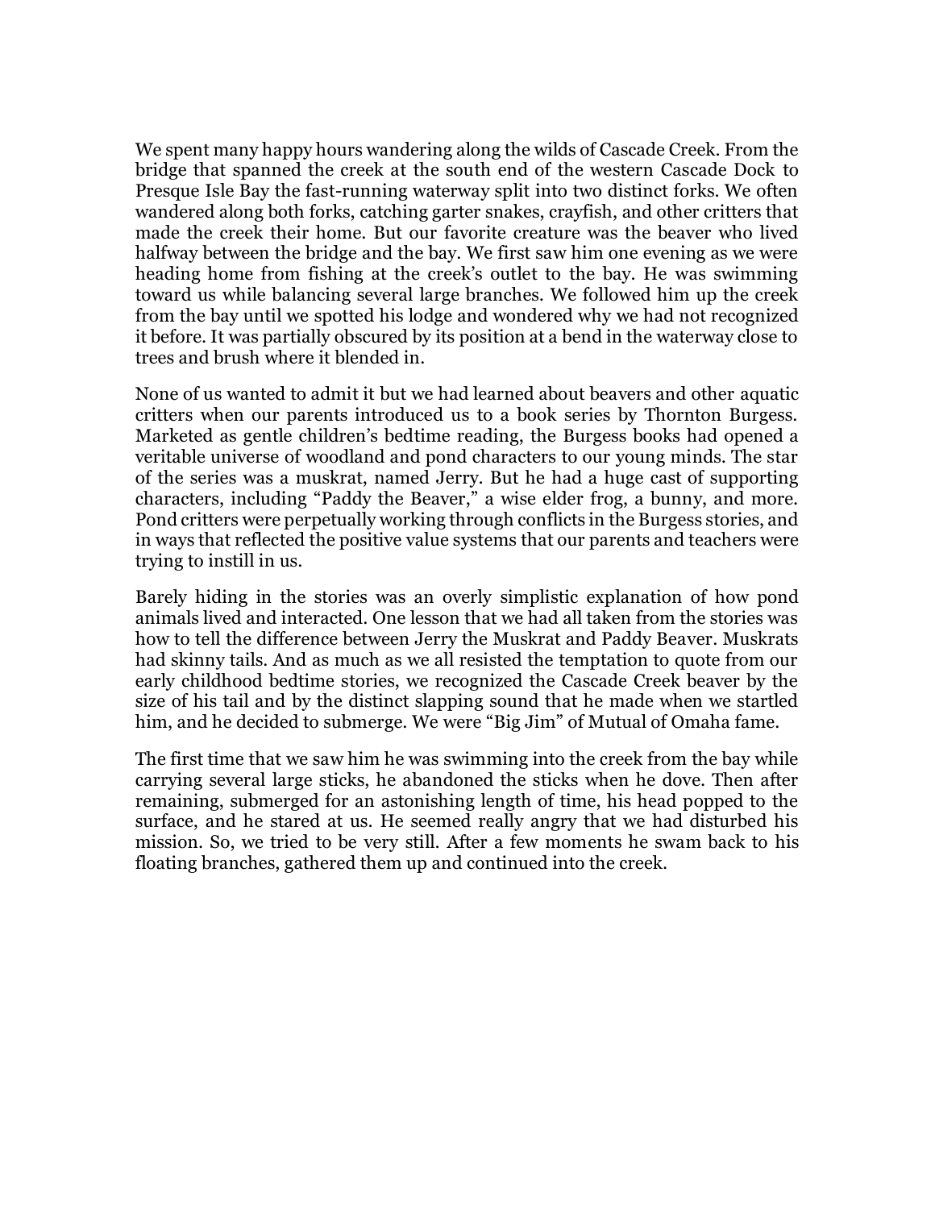We spent many happy hours wandering along the wilds of Cascade Creek. From the bridge that spanned the creek at the south end of the western Cascade Dock to Presque Isle Bay the fast-running waterway split into two distinct forks. We often wandered along both forks, catching garter snakes, crayfish, and other critters that made the creek their home. But our favorite creature was the beaver who lived halfway between the bridge and the bay. We first saw him one evening as we were heading home from fishing at the creek's outlet to the bay. He was swimming toward us while balancing several large branches. We followed him up the creek from the bay until we spotted his lodge and wondered why we had not recognized it before. It was partially obscured by its position at a bend in the waterway close to trees and brush where it blended in.

None of us wanted to admit it but we had learned about beavers and other aquatic critters when our parents introduced us to a book series by Thornton Burgess. Marketed as gentle children's bedtime reading, the Burgess books had opened a veritable universe of woodland and pond characters to our young minds. The star of the series was a muskrat, named Jerry. But he had a huge cast of supporting characters, including "Paddy the Beaver," a wise elder frog, a bunny, and more. Pond critters were perpetually working through conflicts in the Burgess stories, and in ways that reflected the positive value systems that our parents and teachers were trying to instill in us.

Barely hiding in the stories was an overly simplistic explanation of how pond animals lived and interacted. One lesson that we had all taken from the stories was how to tell the difference between Jerry the Muskrat and Paddy Beaver. Muskrats had skinny tails. And as much as we all resisted the temptation to quote from our early childhood bedtime stories, we recognized the Cascade Creek beaver by the size of his tail and by the distinct slapping sound that he made when we startled him, and he decided to submerge. We were "Big Jim" of Mutual of Omaha fame.

The first time that we saw him he was swimming into the creek from the bay while carrying several large sticks, he abandoned the sticks when he dove. Then after remaining, submerged for an astonishing length of time, his head popped to the surface, and he stared at us. He seemed really angry that we had disturbed his mission. So, we tried to be very still. After a few moments he swam back to his floating branches, gathered them up and continued into the creek.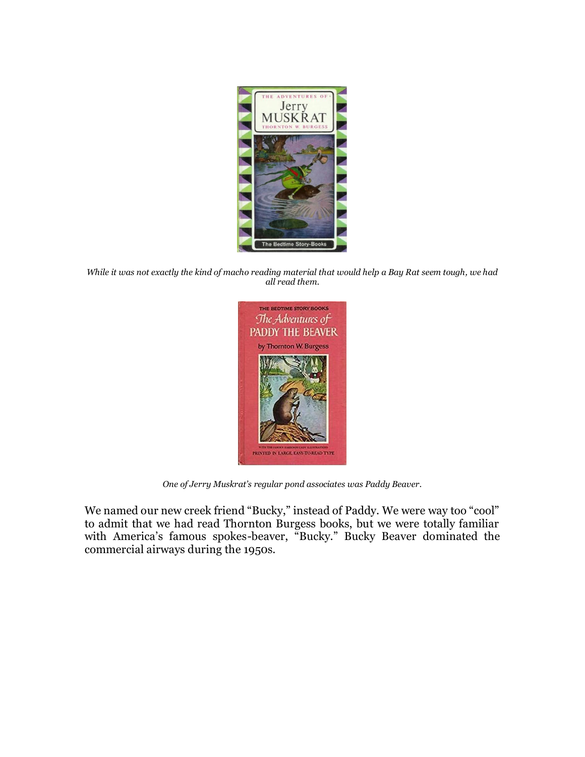*While it was not exactly the kind of macho reading material that would help a Bay Rat seem tough, we had all read them.*

*One of Jerry Muskrat's regular pond associates was Paddy Beaver.*

We named our new creek friend "Bucky," instead of Paddy. We were way too "cool" to admit that we had read Thornton Burgess books, but we were totally familiar with America's famous spokes-beaver, "Bucky." Bucky Beaver dominated the commercial airways during the 1950s.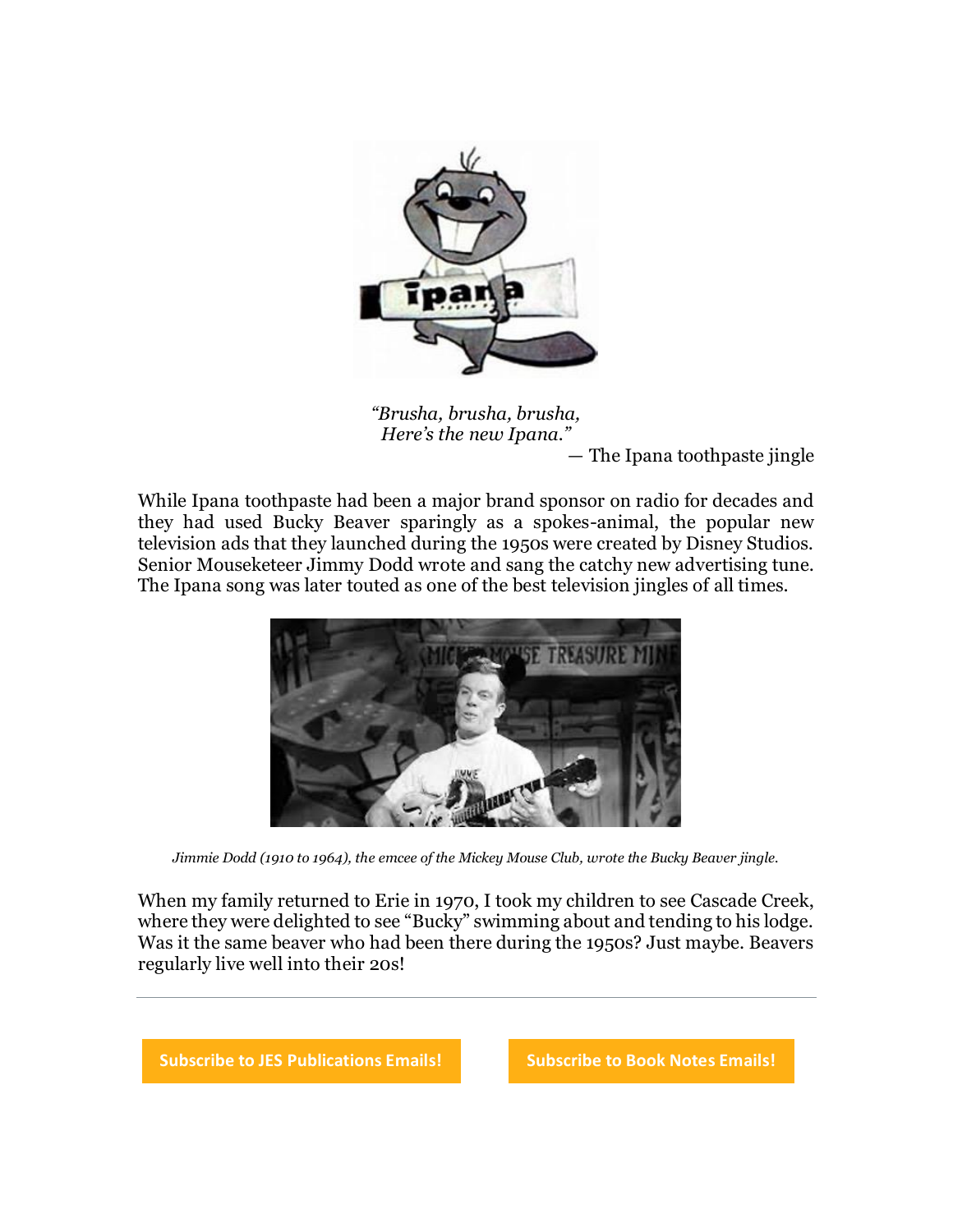*"Brusha, brusha, brusha,*
*Here's the new Ipana."*

— The Ipana toothpaste jingle

While Ipana toothpaste had been a major brand sponsor on radio for decades and they had used Bucky Beaver sparingly as a spokes-animal, the popular new television ads that they launched during the 1950s were created by Disney Studios. Senior Mouseketeer Jimmy Dodd wrote and sang the catchy new advertising tune. The Ipana song was later touted as one of the best television jingles of all times.

*Jimmie Dodd (1910 to 1964), the emcee of the Mickey Mouse Club, wrote the Bucky Beaver jingle.*

When my family returned to Erie in 1970, I took my children to see Cascade Creek, where they were delighted to see "Bucky" swimming about and tending to his lodge. Was it the same beaver who had been there during the 1950s? Just maybe. Beavers regularly live well into their 20s!

---

**Subscribe to JES Publications Emails!** **Subscribe to Book Notes Emails!**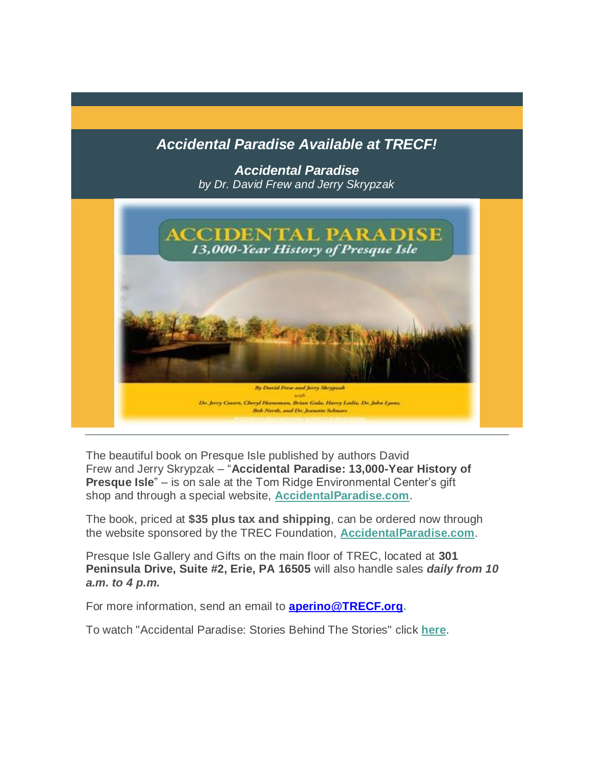## *Accidental Paradise Available at TRECF!*

***Accidental Paradise***
*by Dr. David Frew and Jerry Skrypzak*

The beautiful book on Presque Isle published by authors David Frew and Jerry Skrypzak – "**Accidental Paradise: 13,000-Year History of Presque Isle**" – is on sale at the Tom Ridge Environmental Center's gift shop and through a special website, **AccidentalParadise.com**.

The book, priced at **$35 plus tax and shipping**, can be ordered now through the website sponsored by the TREC Foundation, **AccidentalParadise.com**.

Presque Isle Gallery and Gifts on the main floor of TREC, located at **301 Peninsula Drive, Suite #2, Erie, PA 16505** will also handle sales ***daily from 10 a.m. to 4 p.m.***

For more information, send an email to **aperino@TRECF.org**.

To watch "Accidental Paradise: Stories Behind The Stories" click **here**.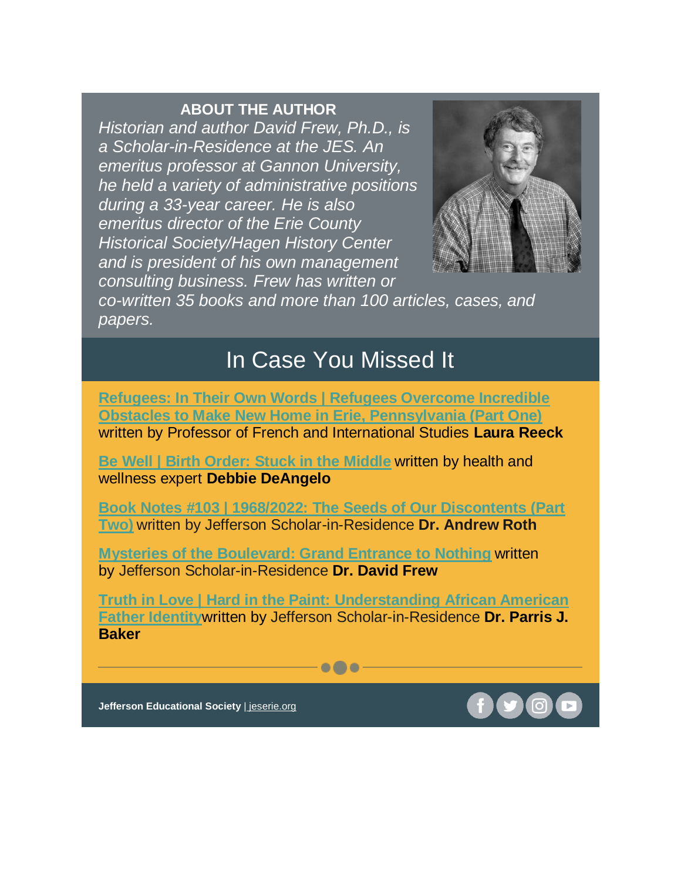**ABOUT THE AUTHOR**

*Historian and author David Frew, Ph.D., is a Scholar-in-Residence at the JES. An emeritus professor at Gannon University, he held a variety of administrative positions during a 33-year career. He is also emeritus director of the Erie County Historical Society/Hagen History Center and is president of his own management consulting business. Frew has written or co-written 35 books and more than 100 articles, cases, and papers.*

## In Case You Missed It

**Refugees: In Their Own Words | Refugees Overcome Incredible Obstacles to Make New Home in Erie, Pennsylvania (Part One)** written by Professor of French and International Studies **Laura Reeck**

**Be Well | Birth Order: Stuck in the Middle** written by health and wellness expert **Debbie DeAngelo**

**Book Notes #103 | 1968/2022: The Seeds of Our Discontents (Part Two)** written by Jefferson Scholar-in-Residence **Dr. Andrew Roth**

**Mysteries of the Boulevard: Grand Entrance to Nothing** written by Jefferson Scholar-in-Residence **Dr. David Frew**

**Truth in Love | Hard in the Paint: Understanding African American Father Identity**written by Jefferson Scholar-in-Residence **Dr. Parris J. Baker**

**Jefferson Educational Society** | jeserie.org